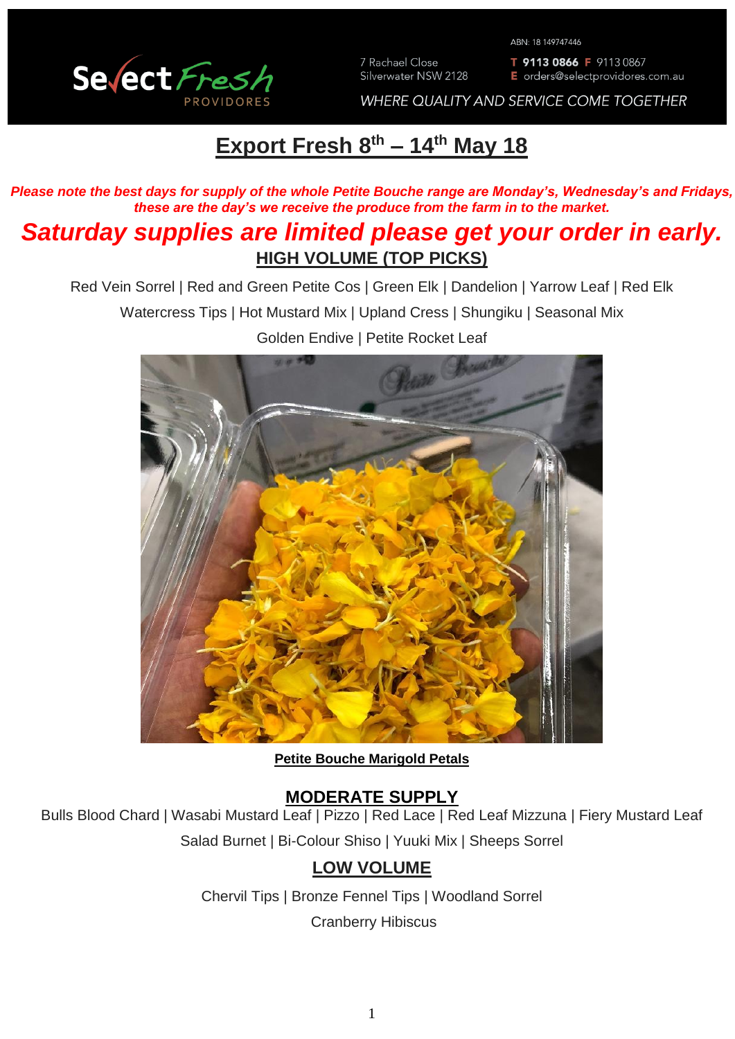Select Fresh PROVIDORES

ABN: 18 149747446

7 Rachael Close
Silverwater NSW 2128

T 9113 0866 F 9113 0867
E orders@selectprovidores.com.au

WHERE QUALITY AND SERVICE COME TOGETHER

# Export Fresh 8th – 14th May 18

***Please note the best days for supply of the whole Petite Bouche range are Monday's, Wednesday's and Fridays, these are the day's we receive the produce from the farm in to the market.***

## *Saturday supplies are limited please get your order in early.*

### HIGH VOLUME (TOP PICKS)

Red Vein Sorrel | Red and Green Petite Cos | Green Elk | Dandelion | Yarrow Leaf | Red Elk

Watercress Tips | Hot Mustard Mix | Upland Cress | Shungiku | Seasonal Mix

Golden Endive | Petite Rocket Leaf

**Petite Bouche Marigold Petals**

### MODERATE SUPPLY

Bulls Blood Chard | Wasabi Mustard Leaf | Pizzo | Red Lace | Red Leaf Mizzuna | Fiery Mustard Leaf

Salad Burnet | Bi-Colour Shiso | Yuuki Mix | Sheeps Sorrel

### LOW VOLUME

Chervil Tips | Bronze Fennel Tips | Woodland Sorrel

Cranberry Hibiscus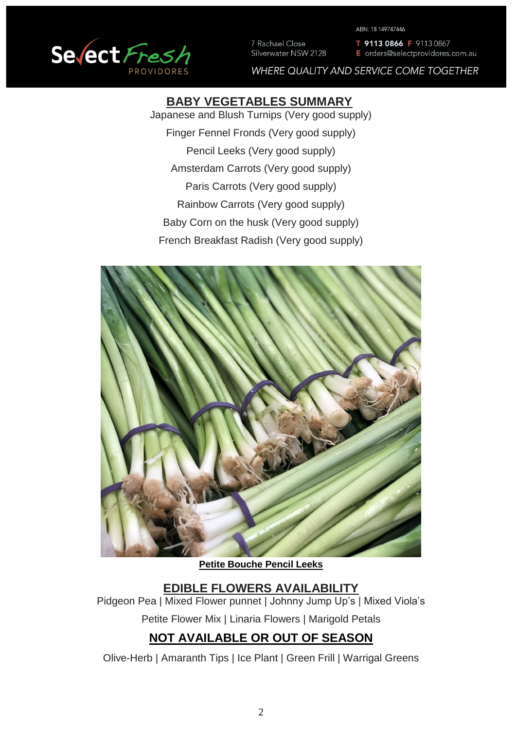## BABY VEGETABLES SUMMARY

Japanese and Blush Turnips (Very good supply)

Finger Fennel Fronds (Very good supply)

Pencil Leeks (Very good supply)

Amsterdam Carrots (Very good supply)

Paris Carrots (Very good supply)

Rainbow Carrots (Very good supply)

Baby Corn on the husk (Very good supply)

French Breakfast Radish (Very good supply)

**Petite Bouche Pencil Leeks**

## EDIBLE FLOWERS AVAILABILITY

Pidgeon Pea | Mixed Flower punnet | Johnny Jump Up's | Mixed Viola's

Petite Flower Mix | Linaria Flowers | Marigold Petals

## NOT AVAILABLE OR OUT OF SEASON

Olive-Herb | Amaranth Tips | Ice Plant | Green Frill | Warrigal Greens